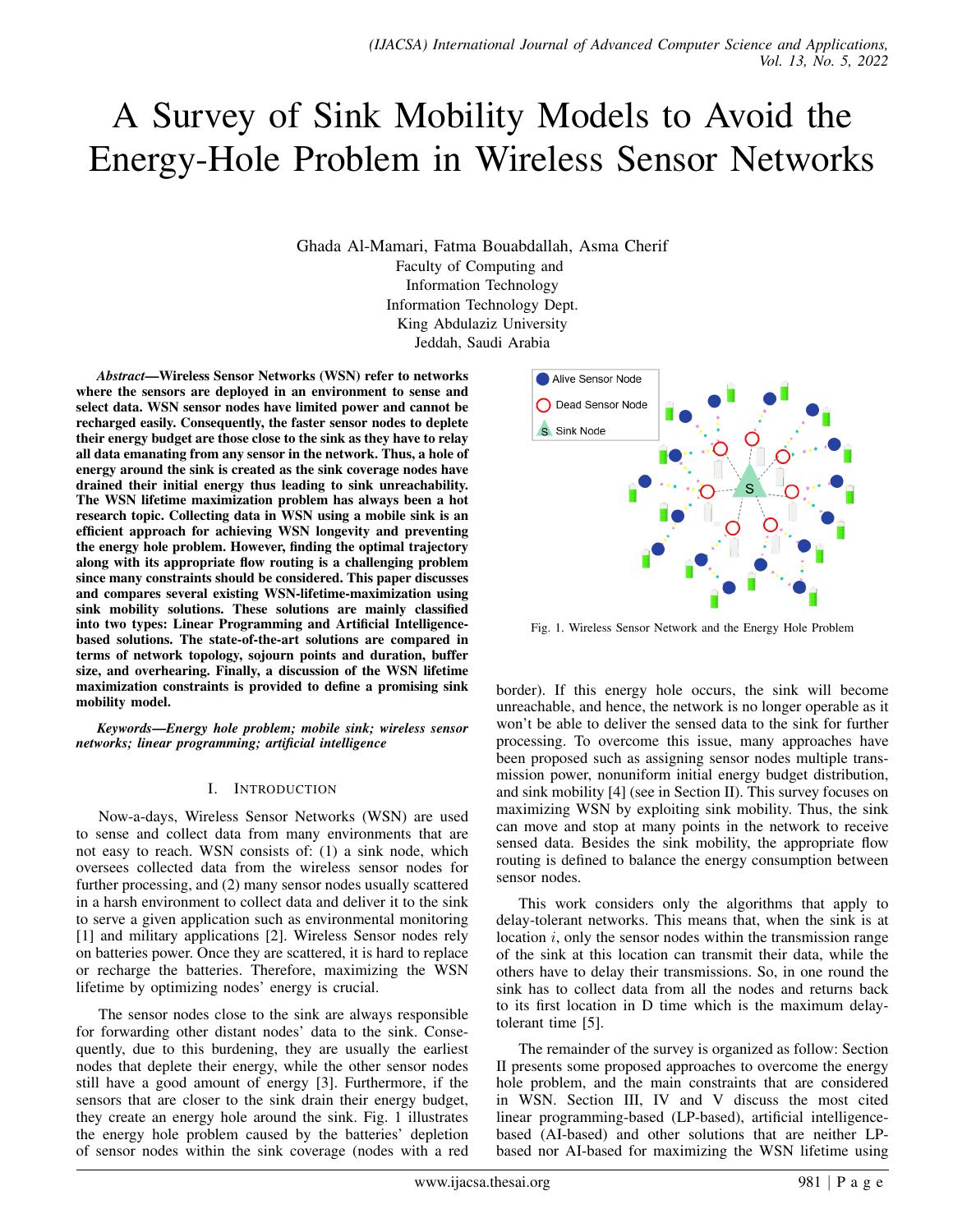# A Survey of Sink Mobility Models to Avoid the Energy-Hole Problem in Wireless Sensor Networks

Ghada Al-Mamari, Fatma Bouabdallah, Asma Cherif
Faculty of Computing and
Information Technology
Information Technology Dept.
King Abdulaziz University
Jeddah, Saudi Arabia

***Abstract*—Wireless Sensor Networks (WSN) refer to networks where the sensors are deployed in an environment to sense and select data. WSN sensor nodes have limited power and cannot be recharged easily. Consequently, the faster sensor nodes to deplete their energy budget are those close to the sink as they have to relay all data emanating from any sensor in the network. Thus, a hole of energy around the sink is created as the sink coverage nodes have drained their initial energy thus leading to sink unreachability. The WSN lifetime maximization problem has always been a hot research topic. Collecting data in WSN using a mobile sink is an efficient approach for achieving WSN longevity and preventing the energy hole problem. However, finding the optimal trajectory along with its appropriate flow routing is a challenging problem since many constraints should be considered. This paper discusses and compares several existing WSN-lifetime-maximization using sink mobility solutions. These solutions are mainly classified into two types: Linear Programming and Artificial Intelligence-based solutions. The state-of-the-art solutions are compared in terms of network topology, sojourn points and duration, buffer size, and overhearing. Finally, a discussion of the WSN lifetime maximization constraints is provided to define a promising sink mobility model.**

***Keywords*—*Energy hole problem; mobile sink; wireless sensor networks; linear programming; artificial intelligence***

## I. Introduction

Now-a-days, Wireless Sensor Networks (WSN) are used to sense and collect data from many environments that are not easy to reach. WSN consists of: (1) a sink node, which oversees collected data from the wireless sensor nodes for further processing, and (2) many sensor nodes usually scattered in a harsh environment to collect data and deliver it to the sink to serve a given application such as environmental monitoring [1] and military applications [2]. Wireless Sensor nodes rely on batteries power. Once they are scattered, it is hard to replace or recharge the batteries. Therefore, maximizing the WSN lifetime by optimizing nodes' energy is crucial.

The sensor nodes close to the sink are always responsible for forwarding other distant nodes' data to the sink. Consequently, due to this burdening, they are usually the earliest nodes that deplete their energy, while the other sensor nodes still have a good amount of energy [3]. Furthermore, if the sensors that are closer to the sink drain their energy budget, they create an energy hole around the sink. Fig. 1 illustrates the energy hole problem caused by the batteries' depletion of sensor nodes within the sink coverage (nodes with a red border). If this energy hole occurs, the sink will become unreachable, and hence, the network is no longer operable as it won't be able to deliver the sensed data to the sink for further processing. To overcome this issue, many approaches have been proposed such as assigning sensor nodes multiple transmission power, nonuniform initial energy budget distribution, and sink mobility [4] (see in Section II). This survey focuses on maximizing WSN by exploiting sink mobility. Thus, the sink can move and stop at many points in the network to receive sensed data. Besides the sink mobility, the appropriate flow routing is defined to balance the energy consumption between sensor nodes.

Fig. 1. Wireless Sensor Network and the Energy Hole Problem

This work considers only the algorithms that apply to delay-tolerant networks. This means that, when the sink is at location $i$, only the sensor nodes within the transmission range of the sink at this location can transmit their data, while the others have to delay their transmissions. So, in one round the sink has to collect data from all the nodes and returns back to its first location in D time which is the maximum delay-tolerant time [5].

The remainder of the survey is organized as follow: Section II presents some proposed approaches to overcome the energy hole problem, and the main constraints that are considered in WSN. Section III, IV and V discuss the most cited linear programming-based (LP-based), artificial intelligence-based (AI-based) and other solutions that are neither LP-based nor AI-based for maximizing the WSN lifetime using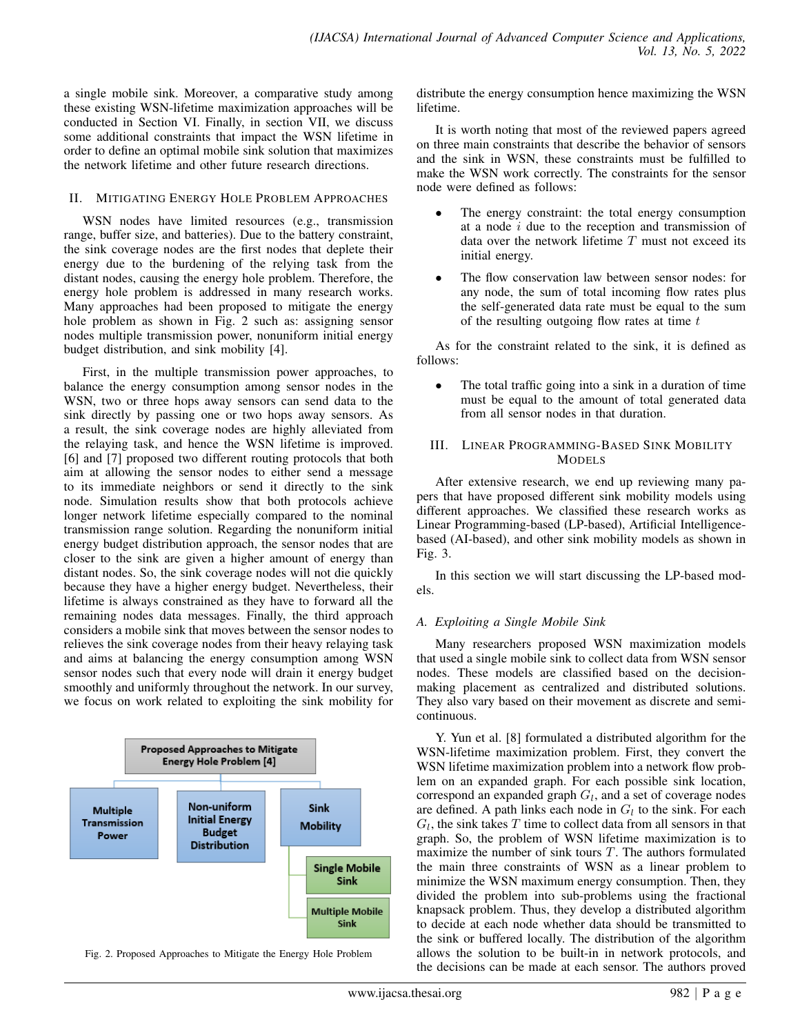a single mobile sink. Moreover, a comparative study among these existing WSN-lifetime maximization approaches will be conducted in Section VI. Finally, in section VII, we discuss some additional constraints that impact the WSN lifetime in order to define an optimal mobile sink solution that maximizes the network lifetime and other future research directions.

## II. Mitigating Energy Hole Problem Approaches

WSN nodes have limited resources (e.g., transmission range, buffer size, and batteries). Due to the battery constraint, the sink coverage nodes are the first nodes that deplete their energy due to the burdening of the relying task from the distant nodes, causing the energy hole problem. Therefore, the energy hole problem is addressed in many research works. Many approaches had been proposed to mitigate the energy hole problem as shown in Fig. 2 such as: assigning sensor nodes multiple transmission power, nonuniform initial energy budget distribution, and sink mobility [4].

First, in the multiple transmission power approaches, to balance the energy consumption among sensor nodes in the WSN, two or three hops away sensors can send data to the sink directly by passing one or two hops away sensors. As a result, the sink coverage nodes are highly alleviated from the relaying task, and hence the WSN lifetime is improved. [6] and [7] proposed two different routing protocols that both aim at allowing the sensor nodes to either send a message to its immediate neighbors or send it directly to the sink node. Simulation results show that both protocols achieve longer network lifetime especially compared to the nominal transmission range solution. Regarding the nonuniform initial energy budget distribution approach, the sensor nodes that are closer to the sink are given a higher amount of energy than distant nodes. So, the sink coverage nodes will not die quickly because they have a higher energy budget. Nevertheless, their lifetime is always constrained as they have to forward all the remaining nodes data messages. Finally, the third approach considers a mobile sink that moves between the sensor nodes to relieves the sink coverage nodes from their heavy relaying task and aims at balancing the energy consumption among WSN sensor nodes such that every node will drain it energy budget smoothly and uniformly throughout the network. In our survey, we focus on work related to exploiting the sink mobility for distribute the energy consumption hence maximizing the WSN lifetime.

Proposed Approaches to Mitigate Energy Hole Problem [4]
- Multiple Transmission Power
- Non-uniform Initial Energy Budget Distribution
- Sink Mobility
  - Single Mobile Sink
  - Multiple Mobile Sink

Fig. 2. Proposed Approaches to Mitigate the Energy Hole Problem

It is worth noting that most of the reviewed papers agreed on three main constraints that describe the behavior of sensors and the sink in WSN, these constraints must be fulfilled to make the WSN work correctly. The constraints for the sensor node were defined as follows:

- The energy constraint: the total energy consumption at a node $i$ due to the reception and transmission of data over the network lifetime $T$ must not exceed its initial energy.
- The flow conservation law between sensor nodes: for any node, the sum of total incoming flow rates plus the self-generated data rate must be equal to the sum of the resulting outgoing flow rates at time $t$

As for the constraint related to the sink, it is defined as follows:

- The total traffic going into a sink in a duration of time must be equal to the amount of total generated data from all sensor nodes in that duration.

## III. Linear Programming-Based Sink Mobility Models

After extensive research, we end up reviewing many papers that have proposed different sink mobility models using different approaches. We classified these research works as Linear Programming-based (LP-based), Artificial Intelligence-based (AI-based), and other sink mobility models as shown in Fig. 3.

In this section we will start discussing the LP-based models.

### A. Exploiting a Single Mobile Sink

Many researchers proposed WSN maximization models that used a single mobile sink to collect data from WSN sensor nodes. These models are classified based on the decision-making placement as centralized and distributed solutions. They also vary based on their movement as discrete and semi-continuous.

Y. Yun et al. [8] formulated a distributed algorithm for the WSN-lifetime maximization problem. First, they convert the WSN lifetime maximization problem into a network flow problem on an expanded graph. For each possible sink location, correspond an expanded graph $G_l$, and a set of coverage nodes are defined. A path links each node in $G_l$ to the sink. For each $G_l$, the sink takes $T$ time to collect data from all sensors in that graph. So, the problem of WSN lifetime maximization is to maximize the number of sink tours $T$. The authors formulated the main three constraints of WSN as a linear problem to minimize the WSN maximum energy consumption. Then, they divided the problem into sub-problems using the fractional knapsack problem. Thus, they develop a distributed algorithm to decide at each node whether data should be transmitted to the sink or buffered locally. The distribution of the algorithm allows the solution to be built-in in network protocols, and the decisions can be made at each sensor. The authors proved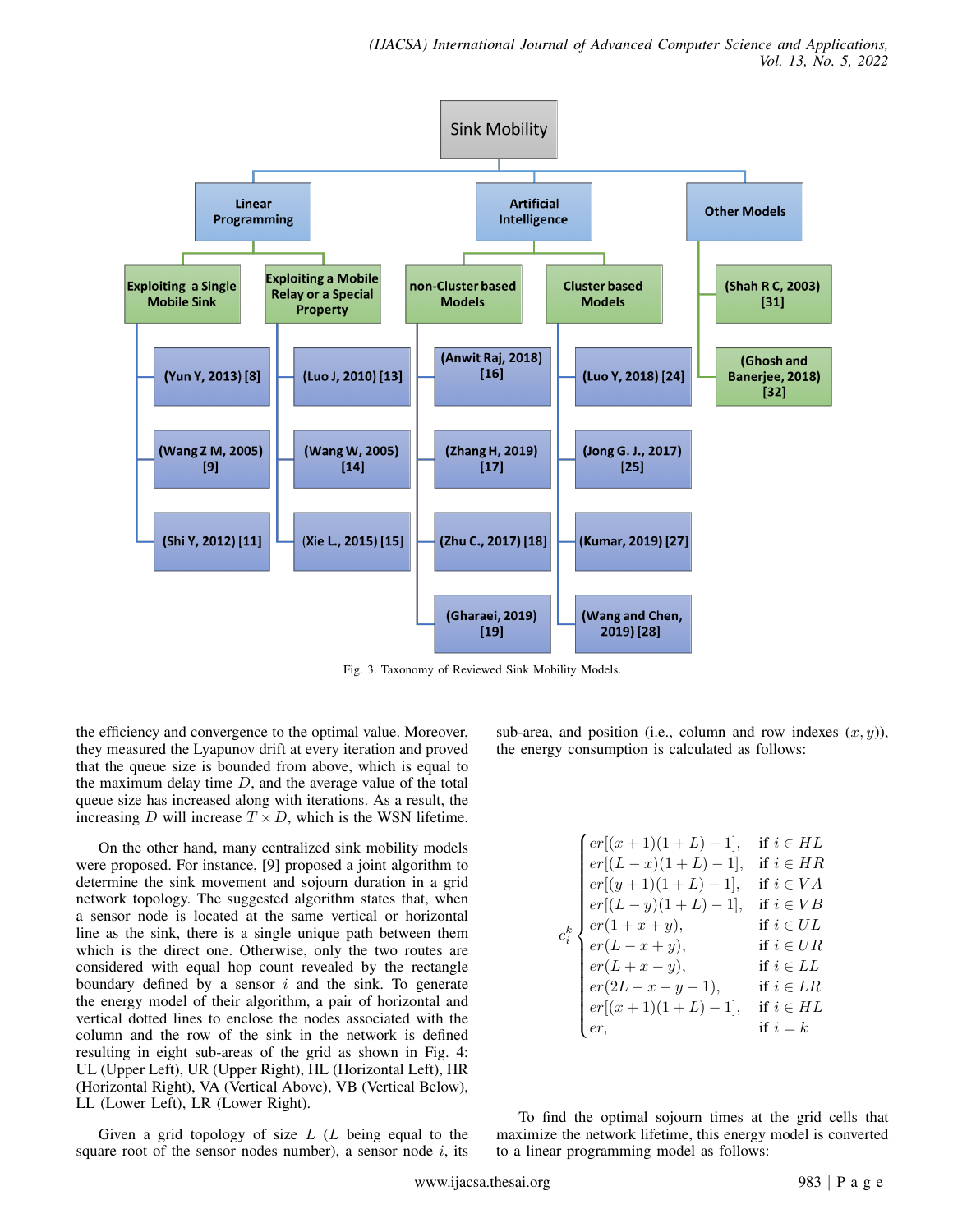Fig. 3. Taxonomy of Reviewed Sink Mobility Models.

the efficiency and convergence to the optimal value. Moreover, they measured the Lyapunov drift at every iteration and proved that the queue size is bounded from above, which is equal to the maximum delay time $D$, and the average value of the total queue size has increased along with iterations. As a result, the increasing $D$ will increase $T \times D$, which is the WSN lifetime.

On the other hand, many centralized sink mobility models were proposed. For instance, [9] proposed a joint algorithm to determine the sink movement and sojourn duration in a grid network topology. The suggested algorithm states that, when a sensor node is located at the same vertical or horizontal line as the sink, there is a single unique path between them which is the direct one. Otherwise, only the two routes are considered with equal hop count revealed by the rectangle boundary defined by a sensor $i$ and the sink. To generate the energy model of their algorithm, a pair of horizontal and vertical dotted lines to enclose the nodes associated with the column and the row of the sink in the network is defined resulting in eight sub-areas of the grid as shown in Fig. 4: UL (Upper Left), UR (Upper Right), HL (Horizontal Left), HR (Horizontal Right), VA (Vertical Above), VB (Vertical Below), LL (Lower Left), LR (Lower Right).

Given a grid topology of size $L$ ($L$ being equal to the square root of the sensor nodes number), a sensor node $i$, its sub-area, and position (i.e., column and row indexes $(x, y)$), the energy consumption is calculated as follows:

$$
c_i^k \begin{cases} er[(x+1)(1+L)-1], & \text{if } i \in HL \\ er[(L-x)(1+L)-1], & \text{if } i \in HR \\ er[(y+1)(1+L)-1], & \text{if } i \in VA \\ er[(L-y)(1+L)-1], & \text{if } i \in VB \\ er(1+x+y), & \text{if } i \in UL \\ er(L-x+y), & \text{if } i \in UR \\ er(L+x-y), & \text{if } i \in LL \\ er(2L-x-y-1), & \text{if } i \in LR \\ er[(x+1)(1+L)-1], & \text{if } i \in HL \\ er, & \text{if } i = k \end{cases}
$$

To find the optimal sojourn times at the grid cells that maximize the network lifetime, this energy model is converted to a linear programming model as follows: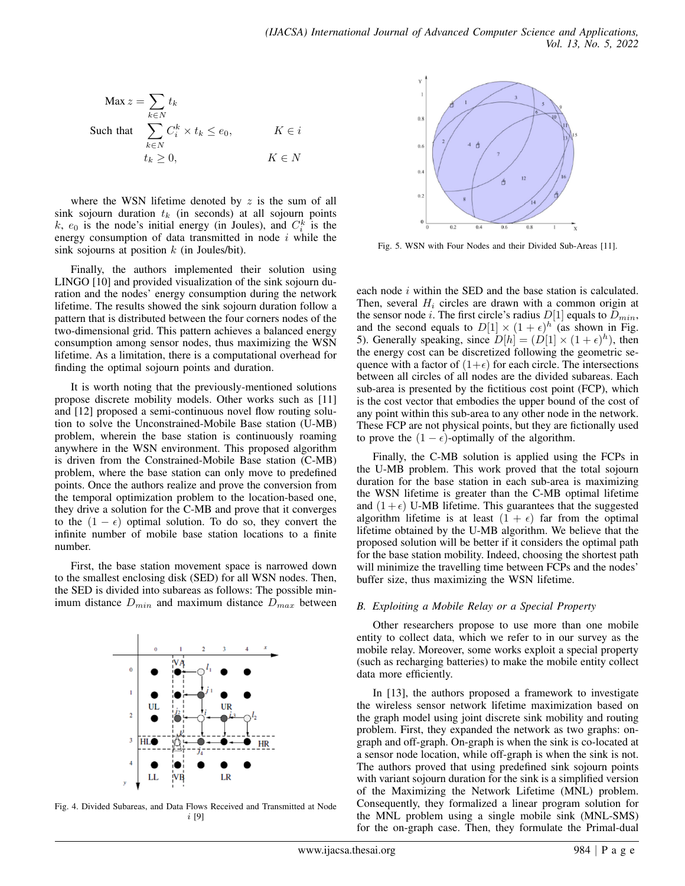$$\text{Max } z = \sum_{k \in N} t_k$$

$$\text{Such that} \quad \sum_{k \in N} C_i^k \times t_k \leq e_0, \qquad K \in i$$

$$t_k \geq 0, \qquad K \in N$$

where the WSN lifetime denoted by $z$ is the sum of all sink sojourn duration $t_k$ (in seconds) at all sojourn points $k$, $e_0$ is the node's initial energy (in Joules), and $C_i^k$ is the energy consumption of data transmitted in node $i$ while the sink sojourns at position $k$ (in Joules/bit).

Finally, the authors implemented their solution using LINGO [10] and provided visualization of the sink sojourn duration and the nodes' energy consumption during the network lifetime. The results showed the sink sojourn duration follow a pattern that is distributed between the four corners nodes of the two-dimensional grid. This pattern achieves a balanced energy consumption among sensor nodes, thus maximizing the WSN lifetime. As a limitation, there is a computational overhead for finding the optimal sojourn points and duration.

It is worth noting that the previously-mentioned solutions propose discrete mobility models. Other works such as [11] and [12] proposed a semi-continuous novel flow routing solution to solve the Unconstrained-Mobile Base station (U-MB) problem, wherein the base station is continuously roaming anywhere in the WSN environment. This proposed algorithm is driven from the Constrained-Mobile Base station (C-MB) problem, where the base station can only move to predefined points. Once the authors realize and prove the conversion from the temporal optimization problem to the location-based one, they drive a solution for the C-MB and prove that it converges to the $(1 - \epsilon)$ optimal solution. To do so, they convert the infinite number of mobile base station locations to a finite number.

First, the base station movement space is narrowed down to the smallest enclosing disk (SED) for all WSN nodes. Then, the SED is divided into subareas as follows: The possible minimum distance $D_{min}$ and maximum distance $D_{max}$ between

Fig. 4. Divided Subareas, and Data Flows Received and Transmitted at Node $i$ [9]

Fig. 5. WSN with Four Nodes and their Divided Sub-Areas [11].

each node $i$ within the SED and the base station is calculated. Then, several $H_i$ circles are drawn with a common origin at the sensor node $i$. The first circle's radius $D[1]$ equals to $D_{min}$, and the second equals to $D[1] \times (1 + \epsilon)^h$ (as shown in Fig. 5). Generally speaking, since $D[h] = (D[1] \times (1 + \epsilon)^h)$, then the energy cost can be discretized following the geometric sequence with a factor of $(1+\epsilon)$ for each circle. The intersections between all circles of all nodes are the divided subareas. Each sub-area is presented by the fictitious cost point (FCP), which is the cost vector that embodies the upper bound of the cost of any point within this sub-area to any other node in the network. These FCP are not physical points, but they are fictionally used to prove the $(1 - \epsilon)$-optimally of the algorithm.

Finally, the C-MB solution is applied using the FCPs in the U-MB problem. This work proved that the total sojourn duration for the base station in each sub-area is maximizing the WSN lifetime is greater than the C-MB optimal lifetime and $(1 + \epsilon)$ U-MB lifetime. This guarantees that the suggested algorithm lifetime is at least $(1 + \epsilon)$ far from the optimal lifetime obtained by the U-MB algorithm. We believe that the proposed solution will be better if it considers the optimal path for the base station mobility. Indeed, choosing the shortest path will minimize the travelling time between FCPs and the nodes' buffer size, thus maximizing the WSN lifetime.

### *B. Exploiting a Mobile Relay or a Special Property*

Other researchers propose to use more than one mobile entity to collect data, which we refer to in our survey as the mobile relay. Moreover, some works exploit a special property (such as recharging batteries) to make the mobile entity collect data more efficiently.

In [13], the authors proposed a framework to investigate the wireless sensor network lifetime maximization based on the graph model using joint discrete sink mobility and routing problem. First, they expanded the network as two graphs: on-graph and off-graph. On-graph is when the sink is co-located at a sensor node location, while off-graph is when the sink is not. The authors proved that using predefined sink sojourn points with variant sojourn duration for the sink is a simplified version of the Maximizing the Network Lifetime (MNL) problem. Consequently, they formalized a linear program solution for the MNL problem using a single mobile sink (MNL-SMS) for the on-graph case. Then, they formulate the Primal-dual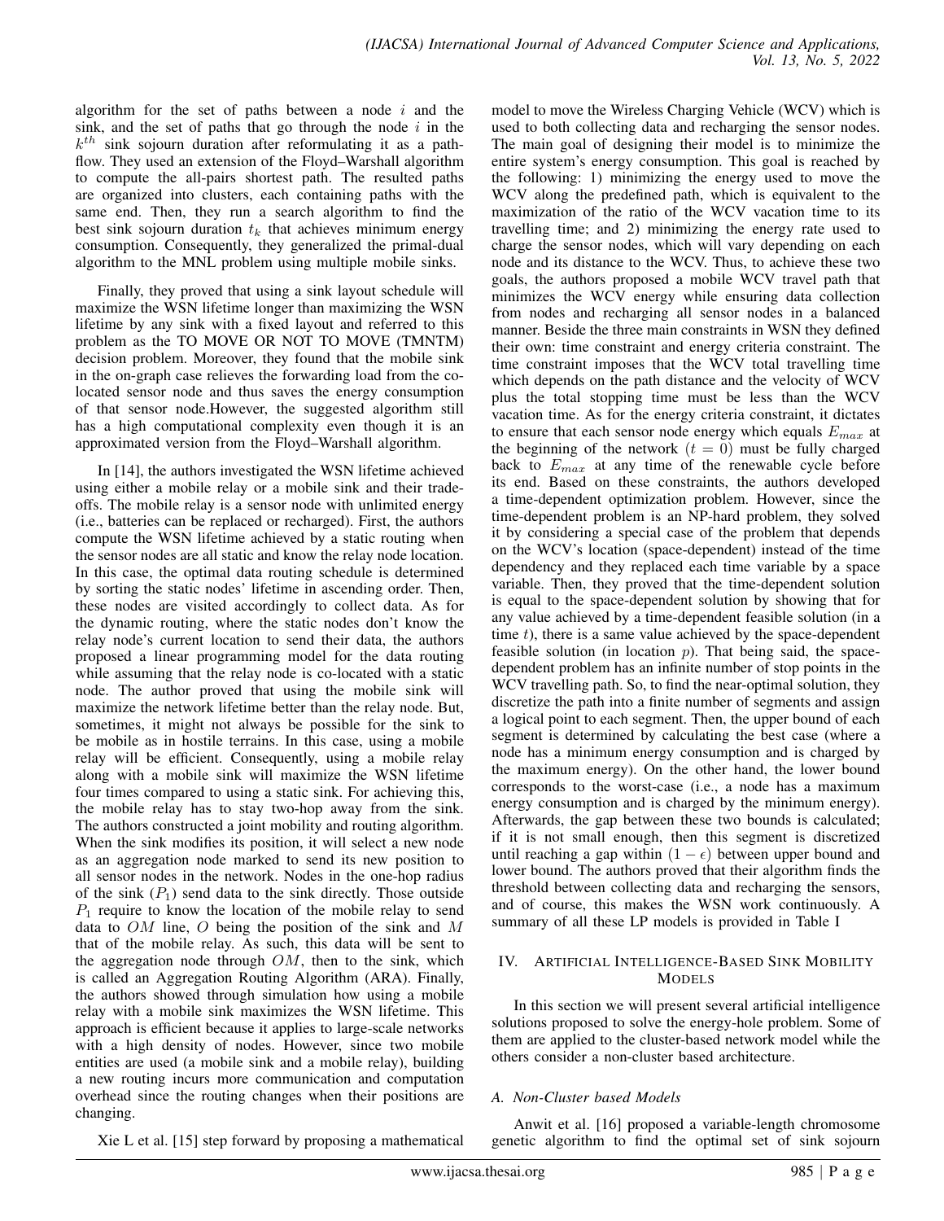algorithm for the set of paths between a node $i$ and the sink, and the set of paths that go through the node $i$ in the $k^{th}$ sink sojourn duration after reformulating it as a path-flow. They used an extension of the Floyd–Warshall algorithm to compute the all-pairs shortest path. The resulted paths are organized into clusters, each containing paths with the same end. Then, they run a search algorithm to find the best sink sojourn duration $t_k$ that achieves minimum energy consumption. Consequently, they generalized the primal-dual algorithm to the MNL problem using multiple mobile sinks.

Finally, they proved that using a sink layout schedule will maximize the WSN lifetime longer than maximizing the WSN lifetime by any sink with a fixed layout and referred to this problem as the TO MOVE OR NOT TO MOVE (TMNTM) decision problem. Moreover, they found that the mobile sink in the on-graph case relieves the forwarding load from the co-located sensor node and thus saves the energy consumption of that sensor node.However, the suggested algorithm still has a high computational complexity even though it is an approximated version from the Floyd–Warshall algorithm.

In [14], the authors investigated the WSN lifetime achieved using either a mobile relay or a mobile sink and their trade-offs. The mobile relay is a sensor node with unlimited energy (i.e., batteries can be replaced or recharged). First, the authors compute the WSN lifetime achieved by a static routing when the sensor nodes are all static and know the relay node location. In this case, the optimal data routing schedule is determined by sorting the static nodes' lifetime in ascending order. Then, these nodes are visited accordingly to collect data. As for the dynamic routing, where the static nodes don't know the relay node's current location to send their data, the authors proposed a linear programming model for the data routing while assuming that the relay node is co-located with a static node. The author proved that using the mobile sink will maximize the network lifetime better than the relay node. But, sometimes, it might not always be possible for the sink to be mobile as in hostile terrains. In this case, using a mobile relay will be efficient. Consequently, using a mobile relay along with a mobile sink will maximize the WSN lifetime four times compared to using a static sink. For achieving this, the mobile relay has to stay two-hop away from the sink. The authors constructed a joint mobility and routing algorithm. When the sink modifies its position, it will select a new node as an aggregation node marked to send its new position to all sensor nodes in the network. Nodes in the one-hop radius of the sink ($P_1$) send data to the sink directly. Those outside $P_1$ require to know the location of the mobile relay to send data to $OM$ line, $O$ being the position of the sink and $M$ that of the mobile relay. As such, this data will be sent to the aggregation node through $OM$, then to the sink, which is called an Aggregation Routing Algorithm (ARA). Finally, the authors showed through simulation how using a mobile relay with a mobile sink maximizes the WSN lifetime. This approach is efficient because it applies to large-scale networks with a high density of nodes. However, since two mobile entities are used (a mobile sink and a mobile relay), building a new routing incurs more communication and computation overhead since the routing changes when their positions are changing.

Xie L et al. [15] step forward by proposing a mathematical model to move the Wireless Charging Vehicle (WCV) which is used to both collecting data and recharging the sensor nodes. The main goal of designing their model is to minimize the entire system's energy consumption. This goal is reached by the following: 1) minimizing the energy used to move the WCV along the predefined path, which is equivalent to the maximization of the ratio of the WCV vacation time to its travelling time; and 2) minimizing the energy rate used to charge the sensor nodes, which will vary depending on each node and its distance to the WCV. Thus, to achieve these two goals, the authors proposed a mobile WCV travel path that minimizes the WCV energy while ensuring data collection from nodes and recharging all sensor nodes in a balanced manner. Beside the three main constraints in WSN they defined their own: time constraint and energy criteria constraint. The time constraint imposes that the WCV total travelling time which depends on the path distance and the velocity of WCV plus the total stopping time must be less than the WCV vacation time. As for the energy criteria constraint, it dictates to ensure that each sensor node energy which equals $E_{max}$ at the beginning of the network ($t = 0$) must be fully charged back to $E_{max}$ at any time of the renewable cycle before its end. Based on these constraints, the authors developed a time-dependent optimization problem. However, since the time-dependent problem is an NP-hard problem, they solved it by considering a special case of the problem that depends on the WCV's location (space-dependent) instead of the time dependency and they replaced each time variable by a space variable. Then, they proved that the time-dependent solution is equal to the space-dependent solution by showing that for any value achieved by a time-dependent feasible solution (in a time $t$), there is a same value achieved by the space-dependent feasible solution (in location $p$). That being said, the space-dependent problem has an infinite number of stop points in the WCV travelling path. So, to find the near-optimal solution, they discretize the path into a finite number of segments and assign a logical point to each segment. Then, the upper bound of each segment is determined by calculating the best case (where a node has a minimum energy consumption and is charged by the maximum energy). On the other hand, the lower bound corresponds to the worst-case (i.e., a node has a maximum energy consumption and is charged by the minimum energy). Afterwards, the gap between these two bounds is calculated; if it is not small enough, then this segment is discretized until reaching a gap within $(1 - \epsilon)$ between upper bound and lower bound. The authors proved that their algorithm finds the threshold between collecting data and recharging the sensors, and of course, this makes the WSN work continuously. A summary of all these LP models is provided in Table I

## IV. Artificial Intelligence-Based Sink Mobility Models

In this section we will present several artificial intelligence solutions proposed to solve the energy-hole problem. Some of them are applied to the cluster-based network model while the others consider a non-cluster based architecture.

### A. Non-Cluster based Models

Anwit et al. [16] proposed a variable-length chromosome genetic algorithm to find the optimal set of sink sojourn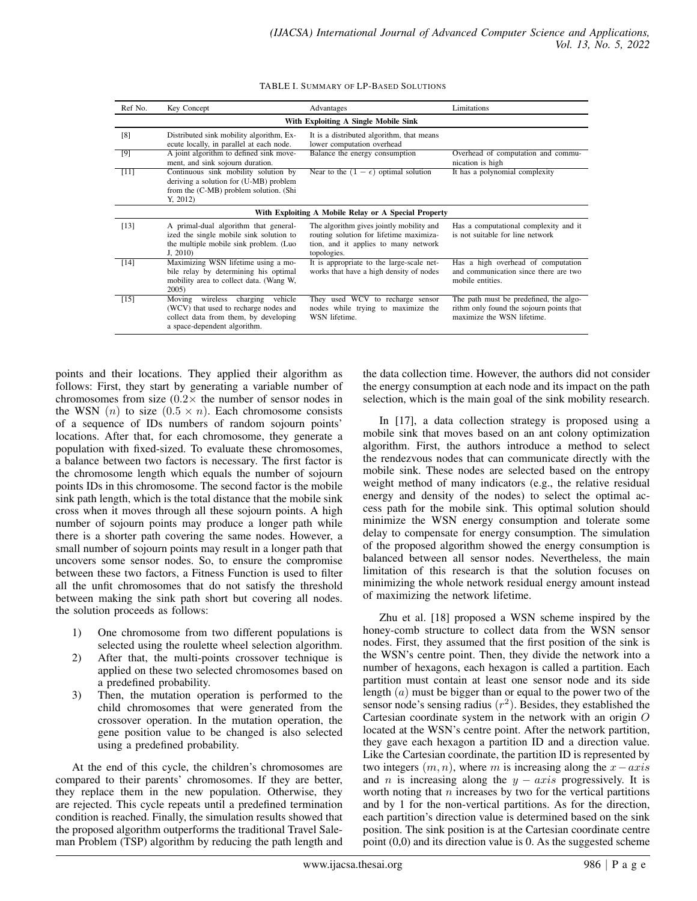TABLE I. SUMMARY OF LP-BASED SOLUTIONS

| Ref No. | Key Concept | Advantages | Limitations |
|---|---|---|---|
| **With Exploiting A Single Mobile Sink** | | | |
| [8] | Distributed sink mobility algorithm, Execute locally, in parallel at each node. | It is a distributed algorithm, that means lower computation overhead | |
| [9] | A joint algorithm to defined sink movement, and sink sojourn duration. | Balance the energy consumption | Overhead of computation and communication is high |
| [11] | Continuous sink mobility solution by deriving a solution for (U-MB) problem from the (C-MB) problem solution. (Shi Y, 2012) | Near to the $(1-\epsilon)$ optimal solution | It has a polynomial complexity |
| **With Exploiting A Mobile Relay or A Special Property** | | | |
| [13] | A primal-dual algorithm that generalized the single mobile sink solution to the multiple mobile sink problem. (Luo J, 2010) | The algorithm gives jointly mobility and routing solution for lifetime maximization, and it applies to many network topologies. | Has a computational complexity and it is not suitable for line network |
| [14] | Maximizing WSN lifetime using a mobile relay by determining his optimal mobility area to collect data. (Wang W, 2005) | It is appropriate to the large-scale networks that have a high density of nodes | Has a high overhead of computation and communication since there are two mobile entities. |
| [15] | Moving wireless charging vehicle (WCV) that used to recharge nodes and collect data from them, by developing a space-dependent algorithm. | They used WCV to recharge sensor nodes while trying to maximize the WSN lifetime. | The path must be predefined, the algorithm only found the sojourn points that maximize the WSN lifetime. |

points and their locations. They applied their algorithm as follows: First, they start by generating a variable number of chromosomes from size ($0.2\times$ the number of sensor nodes in the WSN $(n)$ to size $(0.5 \times n)$. Each chromosome consists of a sequence of IDs numbers of random sojourn points' locations. After that, for each chromosome, they generate a population with fixed-sized. To evaluate these chromosomes, a balance between two factors is necessary. The first factor is the chromosome length which equals the number of sojourn points IDs in this chromosome. The second factor is the mobile sink path length, which is the total distance that the mobile sink cross when it moves through all these sojourn points. A high number of sojourn points may produce a longer path while there is a shorter path covering the same nodes. However, a small number of sojourn points may result in a longer path that uncovers some sensor nodes. So, to ensure the compromise between these two factors, a Fitness Function is used to filter all the unfit chromosomes that do not satisfy the threshold between making the sink path short but covering all nodes. the solution proceeds as follows:

1) One chromosome from two different populations is selected using the roulette wheel selection algorithm.
2) After that, the multi-points crossover technique is applied on these two selected chromosomes based on a predefined probability.
3) Then, the mutation operation is performed to the child chromosomes that were generated from the crossover operation. In the mutation operation, the gene position value to be changed is also selected using a predefined probability.

At the end of this cycle, the children's chromosomes are compared to their parents' chromosomes. If they are better, they replace them in the new population. Otherwise, they are rejected. This cycle repeats until a predefined termination condition is reached. Finally, the simulation results showed that the proposed algorithm outperforms the traditional Travel Saleman Problem (TSP) algorithm by reducing the path length and the data collection time. However, the authors did not consider the energy consumption at each node and its impact on the path selection, which is the main goal of the sink mobility research.

In [17], a data collection strategy is proposed using a mobile sink that moves based on an ant colony optimization algorithm. First, the authors introduce a method to select the rendezvous nodes that can communicate directly with the mobile sink. These nodes are selected based on the entropy weight method of many indicators (e.g., the relative residual energy and density of the nodes) to select the optimal access path for the mobile sink. This optimal solution should minimize the WSN energy consumption and tolerate some delay to compensate for energy consumption. The simulation of the proposed algorithm showed the energy consumption is balanced between all sensor nodes. Nevertheless, the main limitation of this research is that the solution focuses on minimizing the whole network residual energy amount instead of maximizing the network lifetime.

Zhu et al. [18] proposed a WSN scheme inspired by the honey-comb structure to collect data from the WSN sensor nodes. First, they assumed that the first position of the sink is the WSN's centre point. Then, they divide the network into a number of hexagons, each hexagon is called a partition. Each partition must contain at least one sensor node and its side length $(a)$ must be bigger than or equal to the power two of the sensor node's sensing radius $(r^2)$. Besides, they established the Cartesian coordinate system in the network with an origin $O$ located at the WSN's centre point. After the network partition, they gave each hexagon a partition ID and a direction value. Like the Cartesian coordinate, the partition ID is represented by two integers $(m, n)$, where $m$ is increasing along the $x-axis$ and $n$ is increasing along the $y-axis$ progressively. It is worth noting that $n$ increases by two for the vertical partitions and by 1 for the non-vertical partitions. As for the direction, each partition's direction value is determined based on the sink position. The sink position is at the Cartesian coordinate centre point (0,0) and its direction value is 0. As the suggested scheme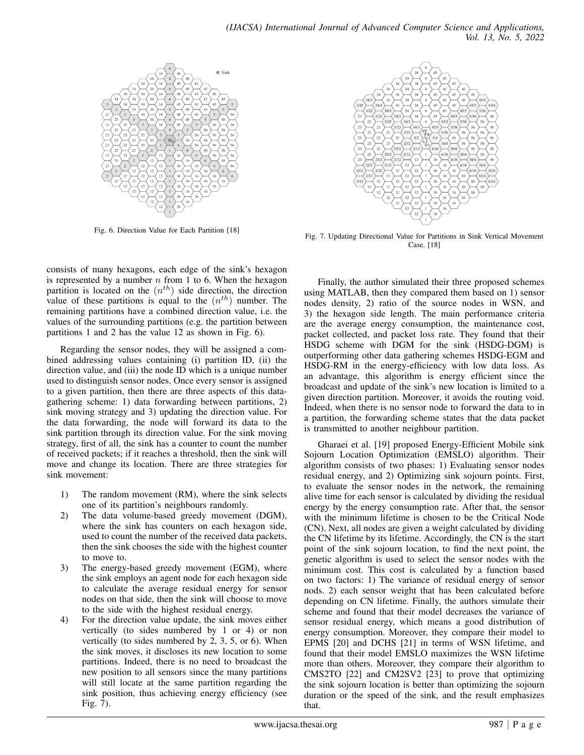Fig. 6. Direction Value for Each Partition [18]

Fig. 7. Updating Directional Value for Partitions in Sink Vertical Movement Case. [18]

consists of many hexagons, each edge of the sink's hexagon is represented by a number $n$ from 1 to 6. When the hexagon partition is located on the $(n^{th})$ side direction, the direction value of these partitions is equal to the $(n^{th})$ number. The remaining partitions have a combined direction value, i.e. the values of the surrounding partitions (e.g. the partition between partitions 1 and 2 has the value 12 as shown in Fig. 6).

Regarding the sensor nodes, they will be assigned a combined addressing values containing (i) partition ID, (ii) the direction value, and (iii) the node ID which is a unique number used to distinguish sensor nodes. Once every sensor is assigned to a given partition, then there are three aspects of this data-gathering scheme: 1) data forwarding between partitions, 2) sink moving strategy and 3) updating the direction value. For the data forwarding, the node will forward its data to the sink partition through its direction value. For the sink moving strategy, first of all, the sink has a counter to count the number of received packets; if it reaches a threshold, then the sink will move and change its location. There are three strategies for sink movement:

1) The random movement (RM), where the sink selects one of its partition's neighbours randomly.
2) The data volume-based greedy movement (DGM), where the sink has counters on each hexagon side, used to count the number of the received data packets, then the sink chooses the side with the highest counter to move to.
3) The energy-based greedy movement (EGM), where the sink employs an agent node for each hexagon side to calculate the average residual energy for sensor nodes on that side, then the sink will choose to move to the side with the highest residual energy.
4) For the direction value update, the sink moves either vertically (to sides numbered by 1 or 4) or non vertically (to sides numbered by 2, 3, 5, or 6). When the sink moves, it discloses its new location to some partitions. Indeed, there is no need to broadcast the new position to all sensors since the many partitions will still locate at the same partition regarding the sink position, thus achieving energy efficiency (see Fig. 7).

Finally, the author simulated their three proposed schemes using MATLAB, then they compared them based on 1) sensor nodes density, 2) ratio of the source nodes in WSN, and 3) the hexagon side length. The main performance criteria are the average energy consumption, the maintenance cost, packet collected, and packet loss rate. They found that their HSDG scheme with DGM for the sink (HSDG-DGM) is outperforming other data gathering schemes HSDG-EGM and HSDG-RM in the energy-efficiency with low data loss. As an advantage, this algorithm is energy efficient since the broadcast and update of the sink's new location is limited to a given direction partition. Moreover, it avoids the routing void. Indeed, when there is no sensor node to forward the data to in a partition, the forwarding scheme states that the data packet is transmitted to another neighbour partition.

Gharaei et al. [19] proposed Energy-Efficient Mobile sink Sojourn Location Optimization (EMSLO) algorithm. Their algorithm consists of two phases: 1) Evaluating sensor nodes residual energy, and 2) Optimizing sink sojourn points. First, to evaluate the sensor nodes in the network, the remaining alive time for each sensor is calculated by dividing the residual energy by the energy consumption rate. After that, the sensor with the minimum lifetime is chosen to be the Critical Node (CN). Next, all nodes are given a weight calculated by dividing the CN lifetime by its lifetime. Accordingly, the CN is the start point of the sink sojourn location, to find the next point, the genetic algorithm is used to select the sensor nodes with the minimum cost. This cost is calculated by a function based on two factors: 1) The variance of residual energy of sensor nods. 2) each sensor weight that has been calculated before depending on CN lifetime. Finally, the authors simulate their scheme and found that their model decreases the variance of sensor residual energy, which means a good distribution of energy consumption. Moreover, they compare their model to EPMS [20] and DCHS [21] in terms of WSN lifetime, and found that their model EMSLO maximizes the WSN lifetime more than others. Moreover, they compare their algorithm to CMS2TO [22] and CM2SV2 [23] to prove that optimizing the sink sojourn location is better than optimizing the sojourn duration or the speed of the sink, and the result emphasizes that.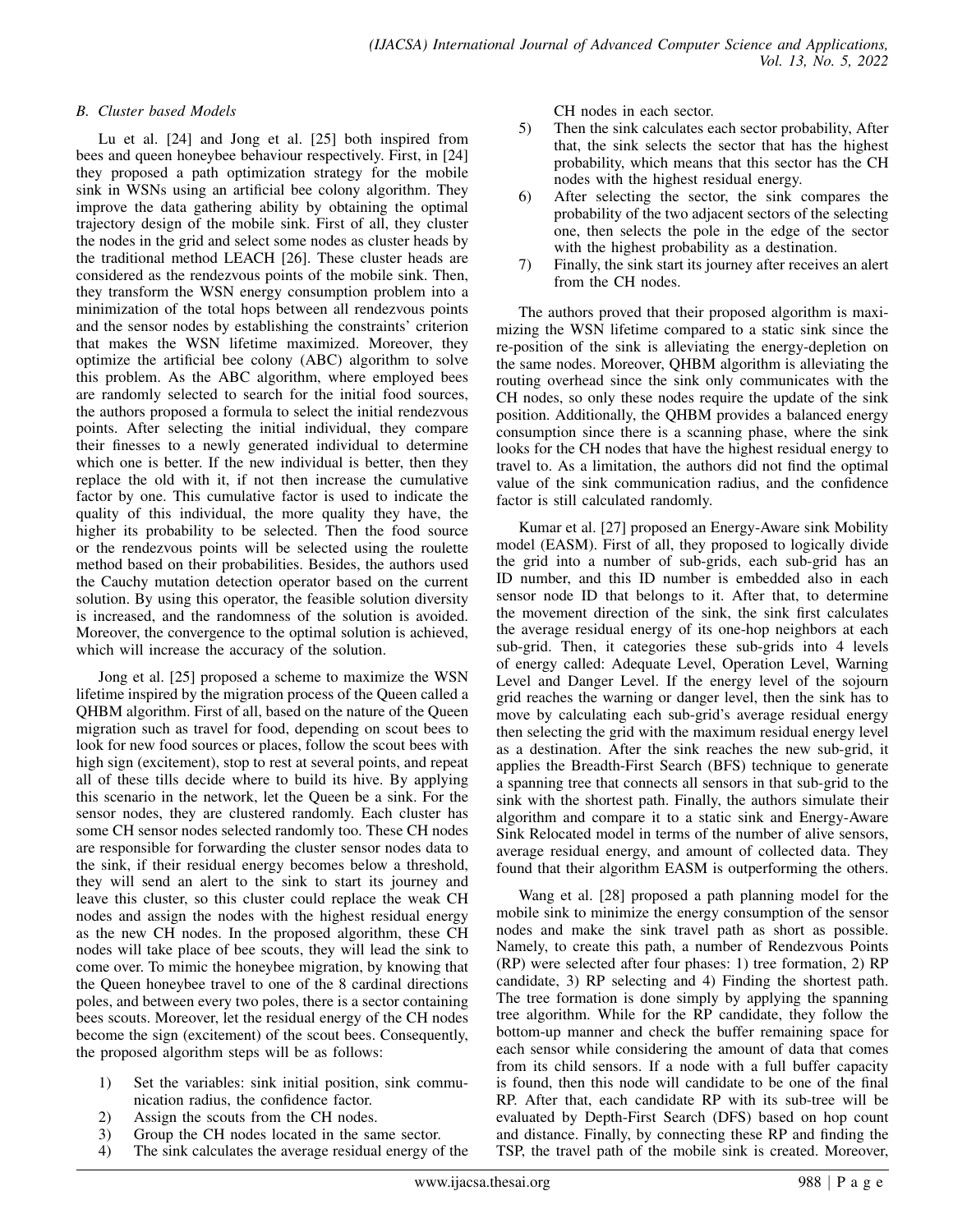### B. Cluster based Models

Lu et al. [24] and Jong et al. [25] both inspired from bees and queen honeybee behaviour respectively. First, in [24] they proposed a path optimization strategy for the mobile sink in WSNs using an artificial bee colony algorithm. They improve the data gathering ability by obtaining the optimal trajectory design of the mobile sink. First of all, they cluster the nodes in the grid and select some nodes as cluster heads by the traditional method LEACH [26]. These cluster heads are considered as the rendezvous points of the mobile sink. Then, they transform the WSN energy consumption problem into a minimization of the total hops between all rendezvous points and the sensor nodes by establishing the constraints' criterion that makes the WSN lifetime maximized. Moreover, they optimize the artificial bee colony (ABC) algorithm to solve this problem. As the ABC algorithm, where employed bees are randomly selected to search for the initial food sources, the authors proposed a formula to select the initial rendezvous points. After selecting the initial individual, they compare their finesses to a newly generated individual to determine which one is better. If the new individual is better, then they replace the old with it, if not then increase the cumulative factor by one. This cumulative factor is used to indicate the quality of this individual, the more quality they have, the higher its probability to be selected. Then the food source or the rendezvous points will be selected using the roulette method based on their probabilities. Besides, the authors used the Cauchy mutation detection operator based on the current solution. By using this operator, the feasible solution diversity is increased, and the randomness of the solution is avoided. Moreover, the convergence to the optimal solution is achieved, which will increase the accuracy of the solution.

Jong et al. [25] proposed a scheme to maximize the WSN lifetime inspired by the migration process of the Queen called a QHBM algorithm. First of all, based on the nature of the Queen migration such as travel for food, depending on scout bees to look for new food sources or places, follow the scout bees with high sign (excitement), stop to rest at several points, and repeat all of these tills decide where to build its hive. By applying this scenario in the network, let the Queen be a sink. For the sensor nodes, they are clustered randomly. Each cluster has some CH sensor nodes selected randomly too. These CH nodes are responsible for forwarding the cluster sensor nodes data to the sink, if their residual energy becomes below a threshold, they will send an alert to the sink to start its journey and leave this cluster, so this cluster could replace the weak CH nodes and assign the nodes with the highest residual energy as the new CH nodes. In the proposed algorithm, these CH nodes will take place of bee scouts, they will lead the sink to come over. To mimic the honeybee migration, by knowing that the Queen honeybee travel to one of the 8 cardinal directions poles, and between every two poles, there is a sector containing bees scouts. Moreover, let the residual energy of the CH nodes become the sign (excitement) of the scout bees. Consequently, the proposed algorithm steps will be as follows:

1) Set the variables: sink initial position, sink communication radius, the confidence factor.
2) Assign the scouts from the CH nodes.
3) Group the CH nodes located in the same sector.
4) The sink calculates the average residual energy of the CH nodes in each sector.
5) Then the sink calculates each sector probability, After that, the sink selects the sector that has the highest probability, which means that this sector has the CH nodes with the highest residual energy.
6) After selecting the sector, the sink compares the probability of the two adjacent sectors of the selecting one, then selects the pole in the edge of the sector with the highest probability as a destination.
7) Finally, the sink start its journey after receives an alert from the CH nodes.

The authors proved that their proposed algorithm is maximizing the WSN lifetime compared to a static sink since the re-position of the sink is alleviating the energy-depletion on the same nodes. Moreover, QHBM algorithm is alleviating the routing overhead since the sink only communicates with the CH nodes, so only these nodes require the update of the sink position. Additionally, the QHBM provides a balanced energy consumption since there is a scanning phase, where the sink looks for the CH nodes that have the highest residual energy to travel to. As a limitation, the authors did not find the optimal value of the sink communication radius, and the confidence factor is still calculated randomly.

Kumar et al. [27] proposed an Energy-Aware sink Mobility model (EASM). First of all, they proposed to logically divide the grid into a number of sub-grids, each sub-grid has an ID number, and this ID number is embedded also in each sensor node ID that belongs to it. After that, to determine the movement direction of the sink, the sink first calculates the average residual energy of its one-hop neighbors at each sub-grid. Then, it categories these sub-grids into 4 levels of energy called: Adequate Level, Operation Level, Warning Level and Danger Level. If the energy level of the sojourn grid reaches the warning or danger level, then the sink has to move by calculating each sub-grid's average residual energy then selecting the grid with the maximum residual energy level as a destination. After the sink reaches the new sub-grid, it applies the Breadth-First Search (BFS) technique to generate a spanning tree that connects all sensors in that sub-grid to the sink with the shortest path. Finally, the authors simulate their algorithm and compare it to a static sink and Energy-Aware Sink Relocated model in terms of the number of alive sensors, average residual energy, and amount of collected data. They found that their algorithm EASM is outperforming the others.

Wang et al. [28] proposed a path planning model for the mobile sink to minimize the energy consumption of the sensor nodes and make the sink travel path as short as possible. Namely, to create this path, a number of Rendezvous Points (RP) were selected after four phases: 1) tree formation, 2) RP candidate, 3) RP selecting and 4) Finding the shortest path. The tree formation is done simply by applying the spanning tree algorithm. While for the RP candidate, they follow the bottom-up manner and check the buffer remaining space for each sensor while considering the amount of data that comes from its child sensors. If a node with a full buffer capacity is found, then this node will candidate to be one of the final RP. After that, each candidate RP with its sub-tree will be evaluated by Depth-First Search (DFS) based on hop count and distance. Finally, by connecting these RP and finding the TSP, the travel path of the mobile sink is created. Moreover,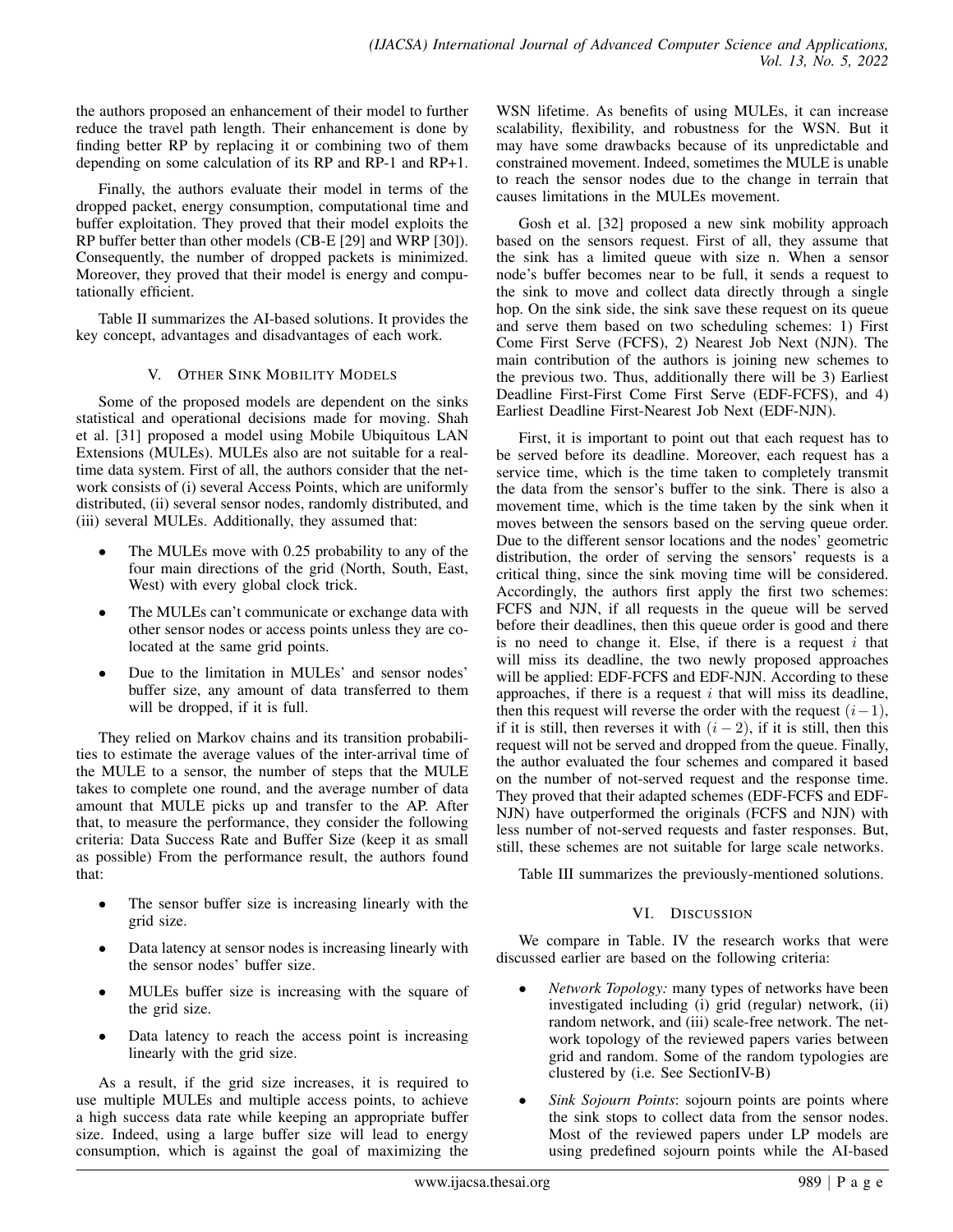the authors proposed an enhancement of their model to further reduce the travel path length. Their enhancement is done by finding better RP by replacing it or combining two of them depending on some calculation of its RP and RP-1 and RP+1.

Finally, the authors evaluate their model in terms of the dropped packet, energy consumption, computational time and buffer exploitation. They proved that their model exploits the RP buffer better than other models (CB-E [29] and WRP [30]). Consequently, the number of dropped packets is minimized. Moreover, they proved that their model is energy and computationally efficient.

Table II summarizes the AI-based solutions. It provides the key concept, advantages and disadvantages of each work.

## V. Other Sink Mobility Models

Some of the proposed models are dependent on the sinks statistical and operational decisions made for moving. Shah et al. [31] proposed a model using Mobile Ubiquitous LAN Extensions (MULEs). MULEs also are not suitable for a real-time data system. First of all, the authors consider that the network consists of (i) several Access Points, which are uniformly distributed, (ii) several sensor nodes, randomly distributed, and (iii) several MULEs. Additionally, they assumed that:

- The MULEs move with 0.25 probability to any of the four main directions of the grid (North, South, East, West) with every global clock trick.
- The MULEs can't communicate or exchange data with other sensor nodes or access points unless they are co-located at the same grid points.
- Due to the limitation in MULEs' and sensor nodes' buffer size, any amount of data transferred to them will be dropped, if it is full.

They relied on Markov chains and its transition probabilities to estimate the average values of the inter-arrival time of the MULE to a sensor, the number of steps that the MULE takes to complete one round, and the average number of data amount that MULE picks up and transfer to the AP. After that, to measure the performance, they consider the following criteria: Data Success Rate and Buffer Size (keep it as small as possible) From the performance result, the authors found that:

- The sensor buffer size is increasing linearly with the grid size.
- Data latency at sensor nodes is increasing linearly with the sensor nodes' buffer size.
- MULEs buffer size is increasing with the square of the grid size.
- Data latency to reach the access point is increasing linearly with the grid size.

As a result, if the grid size increases, it is required to use multiple MULEs and multiple access points, to achieve a high success data rate while keeping an appropriate buffer size. Indeed, using a large buffer size will lead to energy consumption, which is against the goal of maximizing the WSN lifetime. As benefits of using MULEs, it can increase scalability, flexibility, and robustness for the WSN. But it may have some drawbacks because of its unpredictable and constrained movement. Indeed, sometimes the MULE is unable to reach the sensor nodes due to the change in terrain that causes limitations in the MULEs movement.

Gosh et al. [32] proposed a new sink mobility approach based on the sensors request. First of all, they assume that the sink has a limited queue with size n. When a sensor node's buffer becomes near to be full, it sends a request to the sink to move and collect data directly through a single hop. On the sink side, the sink save these request on its queue and serve them based on two scheduling schemes: 1) First Come First Serve (FCFS), 2) Nearest Job Next (NJN). The main contribution of the authors is joining new schemes to the previous two. Thus, additionally there will be 3) Earliest Deadline First-First Come First Serve (EDF-FCFS), and 4) Earliest Deadline First-Nearest Job Next (EDF-NJN).

First, it is important to point out that each request has to be served before its deadline. Moreover, each request has a service time, which is the time taken to completely transmit the data from the sensor's buffer to the sink. There is also a movement time, which is the time taken by the sink when it moves between the sensors based on the serving queue order. Due to the different sensor locations and the nodes' geometric distribution, the order of serving the sensors' requests is a critical thing, since the sink moving time will be considered. Accordingly, the authors first apply the first two schemes: FCFS and NJN, if all requests in the queue will be served before their deadlines, then this queue order is good and there is no need to change it. Else, if there is a request $i$ that will miss its deadline, the two newly proposed approaches will be applied: EDF-FCFS and EDF-NJN. According to these approaches, if there is a request $i$ that will miss its deadline, then this request will reverse the order with the request $(i-1)$, if it is still, then reverses it with $(i-2)$, if it is still, then this request will not be served and dropped from the queue. Finally, the author evaluated the four schemes and compared it based on the number of not-served request and the response time. They proved that their adapted schemes (EDF-FCFS and EDF-NJN) have outperformed the originals (FCFS and NJN) with less number of not-served requests and faster responses. But, still, these schemes are not suitable for large scale networks.

Table III summarizes the previously-mentioned solutions.

## VI. Discussion

We compare in Table. IV the research works that were discussed earlier are based on the following criteria:

- *Network Topology:* many types of networks have been investigated including (i) grid (regular) network, (ii) random network, and (iii) scale-free network. The network topology of the reviewed papers varies between grid and random. Some of the random typologies are clustered by (i.e. See SectionIV-B)
- *Sink Sojourn Points*: sojourn points are points where the sink stops to collect data from the sensor nodes. Most of the reviewed papers under LP models are using predefined sojourn points while the AI-based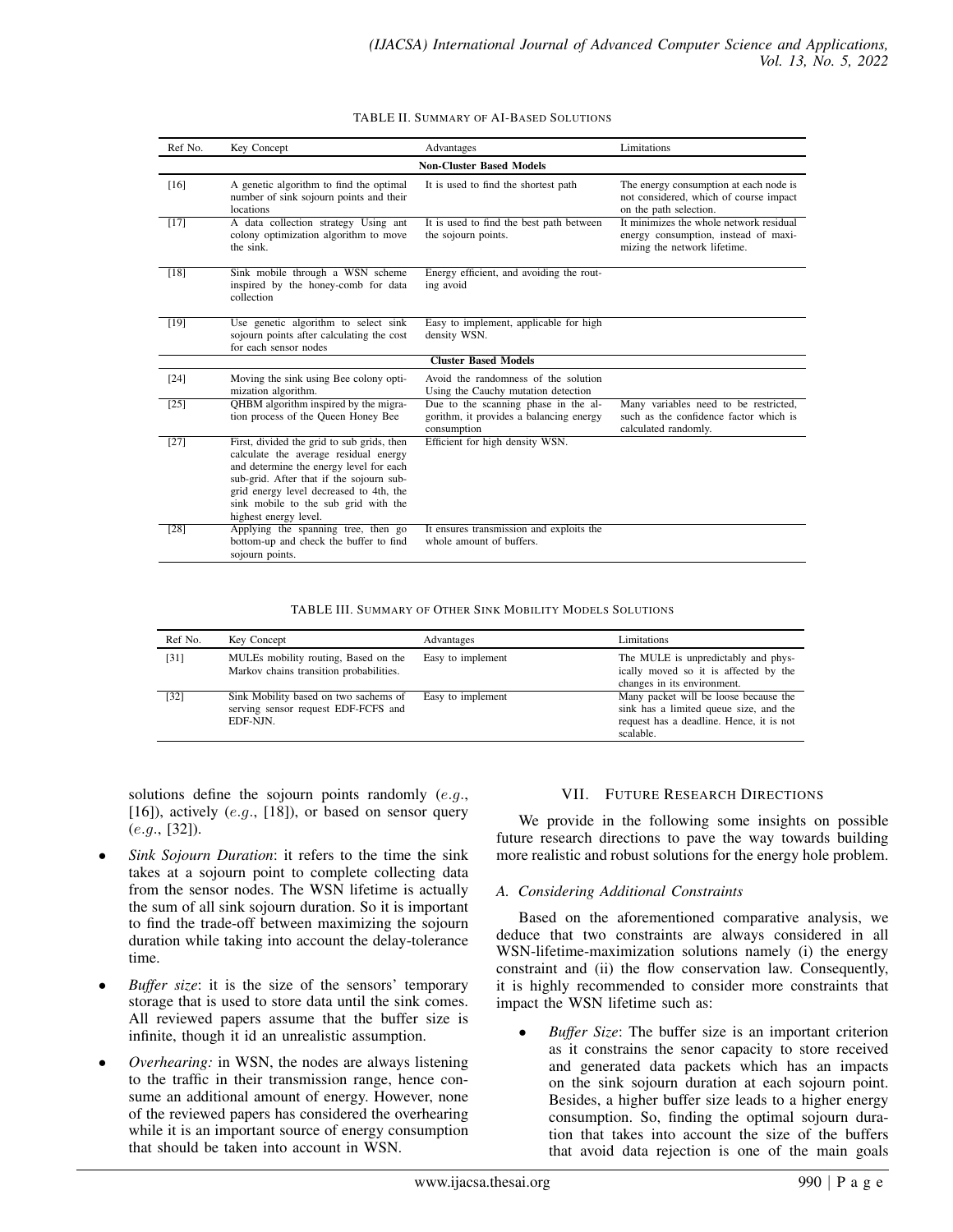TABLE II. SUMMARY OF AI-BASED SOLUTIONS

| Ref No. | Key Concept | Advantages | Limitations |
|---|---|---|---|
| **Non-Cluster Based Models** | | | |
| [16] | A genetic algorithm to find the optimal number of sink sojourn points and their locations | It is used to find the shortest path | The energy consumption at each node is not considered, which of course impact on the path selection. |
| [17] | A data collection strategy Using ant colony optimization algorithm to move the sink. | It is used to find the best path between the sojourn points. | It minimizes the whole network residual energy consumption, instead of maximizing the network lifetime. |
| [18] | Sink mobile through a WSN scheme inspired by the honey-comb for data collection | Energy efficient, and avoiding the routing avoid | |
| [19] | Use genetic algorithm to select sink sojourn points after calculating the cost for each sensor nodes | Easy to implement, applicable for high density WSN. | |
| **Cluster Based Models** | | | |
| [24] | Moving the sink using Bee colony optimization algorithm. | Avoid the randomness of the solution Using the Cauchy mutation detection | |
| [25] | QHBM algorithm inspired by the migration process of the Queen Honey Bee | Due to the scanning phase in the algorithm, it provides a balancing energy consumption | Many variables need to be restricted, such as the confidence factor which is calculated randomly. |
| [27] | First, divided the grid to sub grids, then calculate the average residual energy and determine the energy level for each sub-grid. After that if the sojourn subgrid energy level decreased to 4th, the sink mobile to the sub grid with the highest energy level. | Efficient for high density WSN. | |
| [28] | Applying the spanning tree, then go bottom-up and check the buffer to find sojourn points. | It ensures transmission and exploits the whole amount of buffers. | |

TABLE III. SUMMARY OF OTHER SINK MOBILITY MODELS SOLUTIONS

| Ref No. | Key Concept | Advantages | Limitations |
|---|---|---|---|
| [31] | MULEs mobility routing, Based on the Markov chains transition probabilities. | Easy to implement | The MULE is unpredictably and physically moved so it is affected by the changes in its environment. |
| [32] | Sink Mobility based on two sachems of serving sensor request EDF-FCFS and EDF-NJN. | Easy to implement | Many packet will be loose because the sink has a limited queue size, and the request has a deadline. Hence, it is not scalable. |

solutions define the sojourn points randomly (*e.g.*, [16]), actively (*e.g.*, [18]), or based on sensor query (*e.g.*, [32]).

- *Sink Sojourn Duration*: it refers to the time the sink takes at a sojourn point to complete collecting data from the sensor nodes. The WSN lifetime is actually the sum of all sink sojourn duration. So it is important to find the trade-off between maximizing the sojourn duration while taking into account the delay-tolerance time.
- *Buffer size*: it is the size of the sensors' temporary storage that is used to store data until the sink comes. All reviewed papers assume that the buffer size is infinite, though it id an unrealistic assumption.
- *Overhearing:* in WSN, the nodes are always listening to the traffic in their transmission range, hence consume an additional amount of energy. However, none of the reviewed papers has considered the overhearing while it is an important source of energy consumption that should be taken into account in WSN.

## VII. FUTURE RESEARCH DIRECTIONS

We provide in the following some insights on possible future research directions to pave the way towards building more realistic and robust solutions for the energy hole problem.

### A. Considering Additional Constraints

Based on the aforementioned comparative analysis, we deduce that two constraints are always considered in all WSN-lifetime-maximization solutions namely (i) the energy constraint and (ii) the flow conservation law. Consequently, it is highly recommended to consider more constraints that impact the WSN lifetime such as:

- *Buffer Size*: The buffer size is an important criterion as it constrains the senor capacity to store received and generated data packets which has an impacts on the sink sojourn duration at each sojourn point. Besides, a higher buffer size leads to a higher energy consumption. So, finding the optimal sojourn duration that takes into account the size of the buffers that avoid data rejection is one of the main goals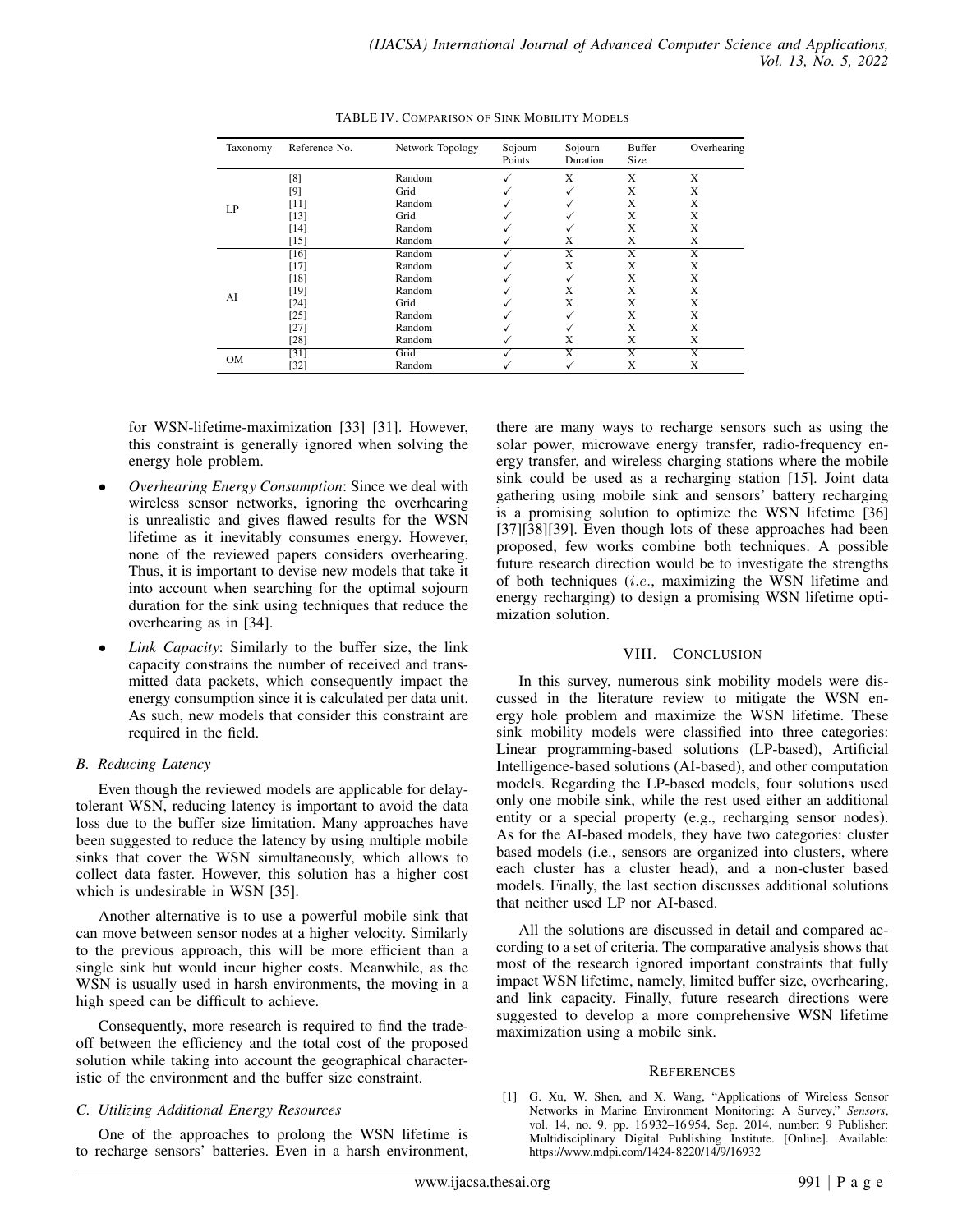TABLE IV. Comparison of Sink Mobility Models

| Taxonomy | Reference No. | Network Topology | Sojourn Points | Sojourn Duration | Buffer Size | Overhearing |
|---|---|---|---|---|---|---|
| LP | [8] | Random | ✓ | X | X | X |
| | [9] | Grid | ✓ | ✓ | X | X |
| | [11] | Random | ✓ | ✓ | X | X |
| | [13] | Grid | ✓ | ✓ | X | X |
| | [14] | Random | ✓ | ✓ | X | X |
| | [15] | Random | ✓ | X | X | X |
| AI | [16] | Random | ✓ | X | X | X |
| | [17] | Random | ✓ | X | X | X |
| | [18] | Random | ✓ | ✓ | X | X |
| | [19] | Random | ✓ | X | X | X |
| | [24] | Grid | ✓ | X | X | X |
| | [25] | Random | ✓ | ✓ | X | X |
| | [27] | Random | ✓ | ✓ | X | X |
| | [28] | Random | ✓ | X | X | X |
| OM | [31] | Grid | ✓ | X | X | X |
| | [32] | Random | ✓ | ✓ | X | X |

for WSN-lifetime-maximization [33] [31]. However, this constraint is generally ignored when solving the energy hole problem.

- *Overhearing Energy Consumption*: Since we deal with wireless sensor networks, ignoring the overhearing is unrealistic and gives flawed results for the WSN lifetime as it inevitably consumes energy. However, none of the reviewed papers considers overhearing. Thus, it is important to devise new models that take it into account when searching for the optimal sojourn duration for the sink using techniques that reduce the overhearing as in [34].
- *Link Capacity*: Similarly to the buffer size, the link capacity constrains the number of received and transmitted data packets, which consequently impact the energy consumption since it is calculated per data unit. As such, new models that consider this constraint are required in the field.

### B. Reducing Latency

Even though the reviewed models are applicable for delay-tolerant WSN, reducing latency is important to avoid the data loss due to the buffer size limitation. Many approaches have been suggested to reduce the latency by using multiple mobile sinks that cover the WSN simultaneously, which allows to collect data faster. However, this solution has a higher cost which is undesirable in WSN [35].

Another alternative is to use a powerful mobile sink that can move between sensor nodes at a higher velocity. Similarly to the previous approach, this will be more efficient than a single sink but would incur higher costs. Meanwhile, as the WSN is usually used in harsh environments, the moving in a high speed can be difficult to achieve.

Consequently, more research is required to find the trade-off between the efficiency and the total cost of the proposed solution while taking into account the geographical characteristic of the environment and the buffer size constraint.

### C. Utilizing Additional Energy Resources

One of the approaches to prolong the WSN lifetime is to recharge sensors' batteries. Even in a harsh environment, there are many ways to recharge sensors such as using the solar power, microwave energy transfer, radio-frequency energy transfer, and wireless charging stations where the mobile sink could be used as a recharging station [15]. Joint data gathering using mobile sink and sensors' battery recharging is a promising solution to optimize the WSN lifetime [36] [37][38][39]. Even though lots of these approaches had been proposed, few works combine both techniques. A possible future research direction would be to investigate the strengths of both techniques (*i.e.*, maximizing the WSN lifetime and energy recharging) to design a promising WSN lifetime optimization solution.

## VIII. Conclusion

In this survey, numerous sink mobility models were discussed in the literature review to mitigate the WSN energy hole problem and maximize the WSN lifetime. These sink mobility models were classified into three categories: Linear programming-based solutions (LP-based), Artificial Intelligence-based solutions (AI-based), and other computation models. Regarding the LP-based models, four solutions used only one mobile sink, while the rest used either an additional entity or a special property (e.g., recharging sensor nodes). As for the AI-based models, they have two categories: cluster based models (i.e., sensors are organized into clusters, where each cluster has a cluster head), and a non-cluster based models. Finally, the last section discusses additional solutions that neither used LP nor AI-based.

All the solutions are discussed in detail and compared according to a set of criteria. The comparative analysis shows that most of the research ignored important constraints that fully impact WSN lifetime, namely, limited buffer size, overhearing, and link capacity. Finally, future research directions were suggested to develop a more comprehensive WSN lifetime maximization using a mobile sink.

## References

[1] G. Xu, W. Shen, and X. Wang, "Applications of Wireless Sensor Networks in Marine Environment Monitoring: A Survey," *Sensors*, vol. 14, no. 9, pp. 16 932–16 954, Sep. 2014, number: 9 Publisher: Multidisciplinary Digital Publishing Institute. [Online]. Available: https://www.mdpi.com/1424-8220/14/9/16932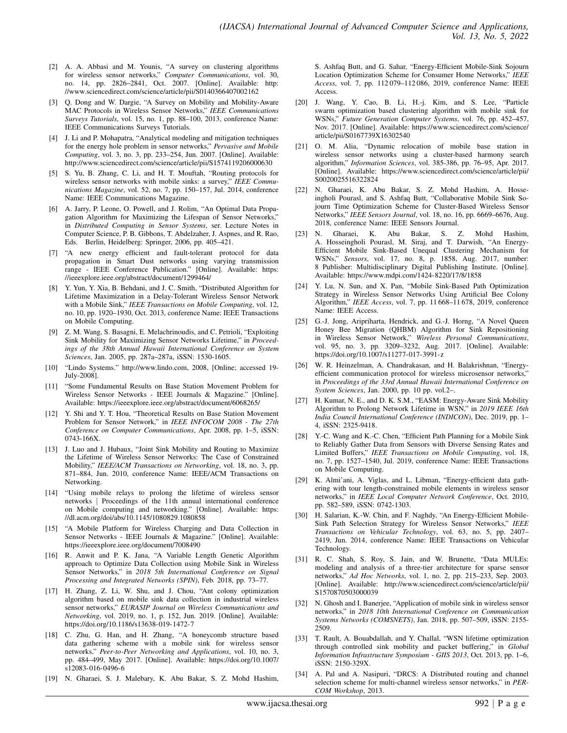[2] A. A. Abbasi and M. Younis, "A survey on clustering algorithms for wireless sensor networks," *Computer Communications*, vol. 30, no. 14, pp. 2826–2841, Oct. 2007. [Online]. Available: http://www.sciencedirect.com/science/article/pii/S0140366407002162

[3] Q. Dong and W. Dargie, "A Survey on Mobility and Mobility-Aware MAC Protocols in Wireless Sensor Networks," *IEEE Communications Surveys Tutorials*, vol. 15, no. 1, pp. 88–100, 2013, conference Name: IEEE Communications Surveys Tutorials.

[4] J. Li and P. Mohapatra, "Analytical modeling and mitigation techniques for the energy hole problem in sensor networks," *Pervasive and Mobile Computing*, vol. 3, no. 3, pp. 233–254, Jun. 2007. [Online]. Available: http://www.sciencedirect.com/science/article/pii/S1574119206000630

[5] S. Yu, B. Zhang, C. Li, and H. T. Mouftah, "Routing protocols for wireless sensor networks with mobile sinks: a survey," *IEEE Communications Magazine*, vol. 52, no. 7, pp. 150–157, Jul. 2014, conference Name: IEEE Communications Magazine.

[6] A. Jarry, P. Leone, O. Powell, and J. Rolim, "An Optimal Data Propagation Algorithm for Maximizing the Lifespan of Sensor Networks," in *Distributed Computing in Sensor Systems*, ser. Lecture Notes in Computer Science, P. B. Gibbons, T. Abdelzaher, J. Aspnes, and R. Rao, Eds. Berlin, Heidelberg: Springer, 2006, pp. 405–421.

[7] "A new energy efficient and fault-tolerant protocol for data propagation in Smart Dust networks using varying transmission range - IEEE Conference Publication." [Online]. Available: https://ieeexplore.ieee.org/abstract/document/1299464/

[8] Y. Yun, Y. Xia, B. Behdani, and J. C. Smith, "Distributed Algorithm for Lifetime Maximization in a Delay-Tolerant Wireless Sensor Network with a Mobile Sink," *IEEE Transactions on Mobile Computing*, vol. 12, no. 10, pp. 1920–1930, Oct. 2013, conference Name: IEEE Transactions on Mobile Computing.

[9] Z. M. Wang, S. Basagni, E. Melachrinoudis, and C. Petrioli, "Exploiting Sink Mobility for Maximizing Sensor Networks Lifetime," in *Proceedings of the 38th Annual Hawaii International Conference on System Sciences*, Jan. 2005, pp. 287a–287a, iSSN: 1530-1605.

[10] "Lindo Systems." http://www.lindo.com, 2008, [Online; accessed 19-July-2008].

[11] "Some Fundamental Results on Base Station Movement Problem for Wireless Sensor Networks - IEEE Journals & Magazine." [Online]. Available: https://ieeexplore.ieee.org/abstract/document/6068265/

[12] Y. Shi and Y. T. Hou, "Theoretical Results on Base Station Movement Problem for Sensor Network," in *IEEE INFOCOM 2008 - The 27th Conference on Computer Communications*, Apr. 2008, pp. 1–5, iSSN: 0743-166X.

[13] J. Luo and J. Hubaux, "Joint Sink Mobility and Routing to Maximize the Lifetime of Wireless Sensor Networks: The Case of Constrained Mobility," *IEEE/ACM Transactions on Networking*, vol. 18, no. 3, pp. 871–884, Jun. 2010, conference Name: IEEE/ACM Transactions on Networking.

[14] "Using mobile relays to prolong the lifetime of wireless sensor networks | Proceedings of the 11th annual international conference on Mobile computing and networking." [Online]. Available: https://dl.acm.org/doi/abs/10.1145/1080829.1080858

[15] "A Mobile Platform for Wireless Charging and Data Collection in Sensor Networks - IEEE Journals & Magazine." [Online]. Available: https://ieeexplore.ieee.org/document/7008490

[16] R. Anwit and P. K. Jana, "A Variable Length Genetic Algorithm approach to Optimize Data Collection using Mobile Sink in Wireless Sensor Networks," in *2018 5th International Conference on Signal Processing and Integrated Networks (SPIN)*, Feb. 2018, pp. 73–77.

[17] H. Zhang, Z. Li, W. Shu, and J. Chou, "Ant colony optimization algorithm based on mobile sink data collection in industrial wireless sensor networks," *EURASIP Journal on Wireless Communications and Networking*, vol. 2019, no. 1, p. 152, Jun. 2019. [Online]. Available: https://doi.org/10.1186/s13638-019-1472-7

[18] C. Zhu, G. Han, and H. Zhang, "A honeycomb structure based data gathering scheme with a mobile sink for wireless sensor networks," *Peer-to-Peer Networking and Applications*, vol. 10, no. 3, pp. 484–499, May 2017. [Online]. Available: https://doi.org/10.1007/s12083-016-0496-6

[19] N. Gharaei, S. J. Malebary, K. Abu Bakar, S. Z. Mohd Hashim, S. Ashfaq Butt, and G. Sahar, "Energy-Efficient Mobile-Sink Sojourn Location Optimization Scheme for Consumer Home Networks," *IEEE Access*, vol. 7, pp. 112 079–112 086, 2019, conference Name: IEEE Access.

[20] J. Wang, Y. Cao, B. Li, H.-j. Kim, and S. Lee, "Particle swarm optimization based clustering algorithm with mobile sink for WSNs," *Future Generation Computer Systems*, vol. 76, pp. 452–457, Nov. 2017. [Online]. Available: https://www.sciencedirect.com/science/article/pii/S0167739X16302540

[21] O. M. Alia, "Dynamic relocation of mobile base station in wireless sensor networks using a cluster-based harmony search algorithm," *Information Sciences*, vol. 385-386, pp. 76–95, Apr. 2017. [Online]. Available: https://www.sciencedirect.com/science/article/pii/S0020025516322824

[22] N. Gharaei, K. Abu Bakar, S. Z. Mohd Hashim, A. Hosseingholi Pourasl, and S. Ashfaq Butt, "Collaborative Mobile Sink Sojourn Time Optimization Scheme for Cluster-Based Wireless Sensor Networks," *IEEE Sensors Journal*, vol. 18, no. 16, pp. 6669–6676, Aug. 2018, conference Name: IEEE Sensors Journal.

[23] N. Gharaei, K. Abu Bakar, S. Z. Mohd Hashim, A. Hosseingholi Pourasl, M. Siraj, and T. Darwish, "An Energy-Efficient Mobile Sink-Based Unequal Clustering Mechanism for WSNs," *Sensors*, vol. 17, no. 8, p. 1858, Aug. 2017, number: 8 Publisher: Multidisciplinary Digital Publishing Institute. [Online]. Available: https://www.mdpi.com/1424-8220/17/8/1858

[24] Y. Lu, N. Sun, and X. Pan, "Mobile Sink-Based Path Optimization Strategy in Wireless Sensor Networks Using Artificial Bee Colony Algorithm," *IEEE Access*, vol. 7, pp. 11 668–11 678, 2019, conference Name: IEEE Access.

[25] G.-J. Jong, Aripriharta, Hendrick, and G.-J. Horng, "A Novel Queen Honey Bee Migration (QHBM) Algorithm for Sink Repositioning in Wireless Sensor Network," *Wireless Personal Communications*, vol. 95, no. 3, pp. 3209–3232, Aug. 2017. [Online]. Available: https://doi.org/10.1007/s11277-017-3991-z

[26] W. R. Heinzelman, A. Chandrakasan, and H. Balakrishnan, "Energy-efficient communication protocol for wireless microsensor networks," in *Proceedings of the 33rd Annual Hawaii International Conference on System Sciences*, Jan. 2000, pp. 10 pp. vol.2–.

[27] H. Kumar, N. E., and D. K. S.M., "EASM: Energy-Aware Sink Mobility Algorithm to Prolong Network Lifetime in WSN," in *2019 IEEE 16th India Council International Conference (INDICON)*, Dec. 2019, pp. 1–4, iSSN: 2325-9418.

[28] Y.-C. Wang and K.-C. Chen, "Efficient Path Planning for a Mobile Sink to Reliably Gather Data from Sensors with Diverse Sensing Rates and Limited Buffers," *IEEE Transactions on Mobile Computing*, vol. 18, no. 7, pp. 1527–1540, Jul. 2019, conference Name: IEEE Transactions on Mobile Computing.

[29] K. Almi'ani, A. Viglas, and L. Libman, "Energy-efficient data gathering with tour length-constrained mobile elements in wireless sensor networks," in *IEEE Local Computer Network Conference*, Oct. 2010, pp. 582–589, iSSN: 0742-1303.

[30] H. Salarian, K.-W. Chin, and F. Naghdy, "An Energy-Efficient Mobile-Sink Path Selection Strategy for Wireless Sensor Networks," *IEEE Transactions on Vehicular Technology*, vol. 63, no. 5, pp. 2407–2419, Jun. 2014, conference Name: IEEE Transactions on Vehicular Technology.

[31] R. C. Shah, S. Roy, S. Jain, and W. Brunette, "Data MULEs: modeling and analysis of a three-tier architecture for sparse sensor networks," *Ad Hoc Networks*, vol. 1, no. 2, pp. 215–233, Sep. 2003. [Online]. Available: http://www.sciencedirect.com/science/article/pii/S1570870503000039

[32] N. Ghosh and I. Banerjee, "Application of mobile sink in wireless sensor networks," in *2018 10th International Conference on Communication Systems Networks (COMSNETS)*, Jan. 2018, pp. 507–509, iSSN: 2155-2509.

[33] T. Rault, A. Bouabdallah, and Y. Challal, "WSN lifetime optimization through controlled sink mobility and packet buffering," in *Global Information Infrastructure Symposium - GIIS 2013*, Oct. 2013, pp. 1–6, iSSN: 2150-329X.

[34] A. Pal and A. Nasipuri, "DRCS: A Distributed routing and channel selection scheme for multi-channel wireless sensor networks," in *PERCOM Workshop*, 2013.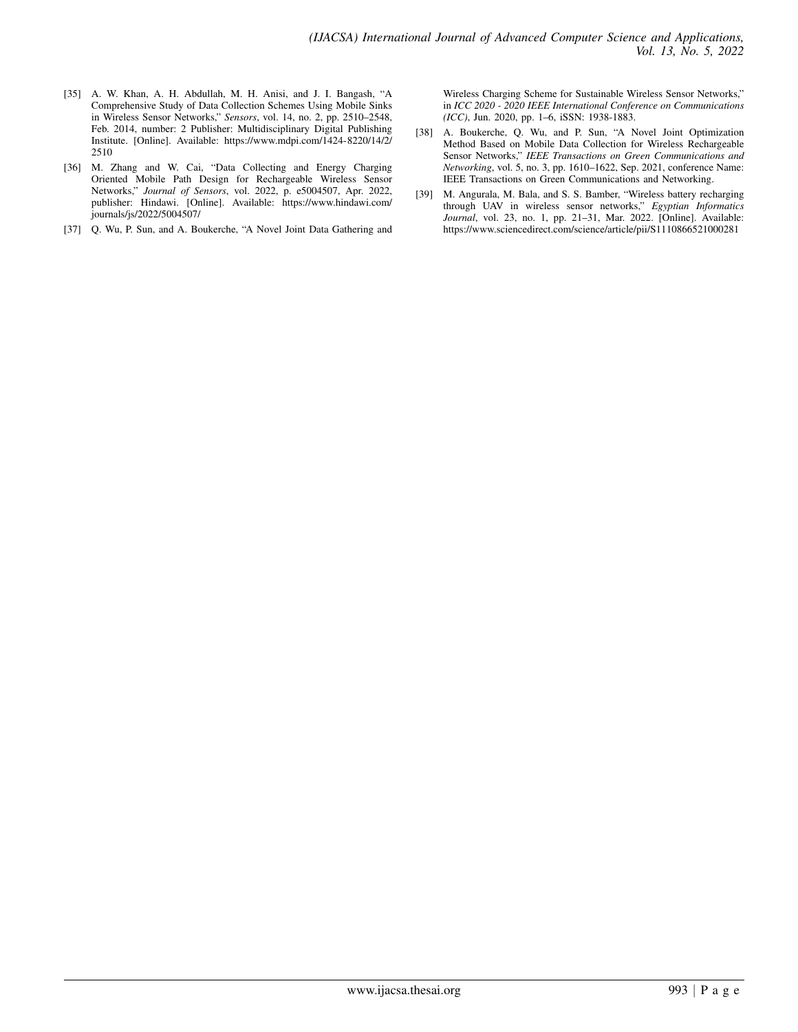[35] A. W. Khan, A. H. Abdullah, M. H. Anisi, and J. I. Bangash, "A Comprehensive Study of Data Collection Schemes Using Mobile Sinks in Wireless Sensor Networks," *Sensors*, vol. 14, no. 2, pp. 2510–2548, Feb. 2014, number: 2 Publisher: Multidisciplinary Digital Publishing Institute. [Online]. Available: https://www.mdpi.com/1424-8220/14/2/2510

[36] M. Zhang and W. Cai, "Data Collecting and Energy Charging Oriented Mobile Path Design for Rechargeable Wireless Sensor Networks," *Journal of Sensors*, vol. 2022, p. e5004507, Apr. 2022, publisher: Hindawi. [Online]. Available: https://www.hindawi.com/journals/js/2022/5004507/

[37] Q. Wu, P. Sun, and A. Boukerche, "A Novel Joint Data Gathering and Wireless Charging Scheme for Sustainable Wireless Sensor Networks," in *ICC 2020 - 2020 IEEE International Conference on Communications (ICC)*, Jun. 2020, pp. 1–6, iSSN: 1938-1883.

[38] A. Boukerche, Q. Wu, and P. Sun, "A Novel Joint Optimization Method Based on Mobile Data Collection for Wireless Rechargeable Sensor Networks," *IEEE Transactions on Green Communications and Networking*, vol. 5, no. 3, pp. 1610–1622, Sep. 2021, conference Name: IEEE Transactions on Green Communications and Networking.

[39] M. Angurala, M. Bala, and S. S. Bamber, "Wireless battery recharging through UAV in wireless sensor networks," *Egyptian Informatics Journal*, vol. 23, no. 1, pp. 21–31, Mar. 2022. [Online]. Available: https://www.sciencedirect.com/science/article/pii/S1110866521000281